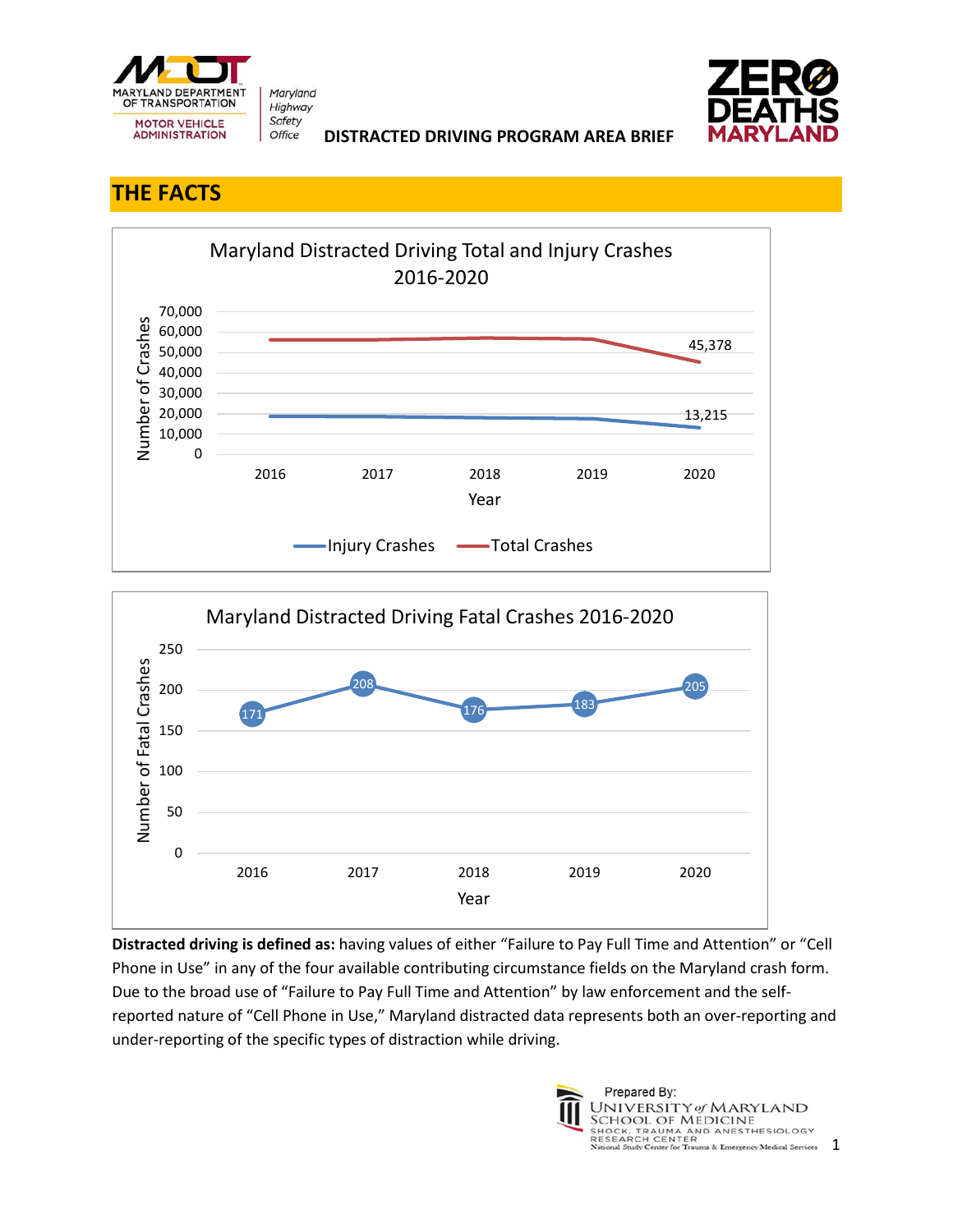DISTRACTED DRIVING PROGRAM AREA BRIEF

## THE FACTS

**Maryland Distracted Driving Total and Injury Crashes 2016-2020**

| Year | Injury Crashes | Total Crashes |
|---|---|---|
| 2020 | 13,215 | 45,378 |

**Maryland Distracted Driving Fatal Crashes 2016-2020**

| Year | 2016 | 2017 | 2018 | 2019 | 2020 |
|---|---|---|---|---|---|
| Fatal Crashes | 171 | 208 | 176 | 183 | 205 |

**Distracted driving is defined as:** having values of either "Failure to Pay Full Time and Attention" or "Cell Phone in Use" in any of the four available contributing circumstance fields on the Maryland crash form. Due to the broad use of "Failure to Pay Full Time and Attention" by law enforcement and the self-reported nature of "Cell Phone in Use," Maryland distracted data represents both an over-reporting and under-reporting of the specific types of distraction while driving.

Prepared By: University of Maryland School of Medicine, Shock, Trauma and Anesthesiology Research Center, National Study Center for Trauma & Emergency Medical Services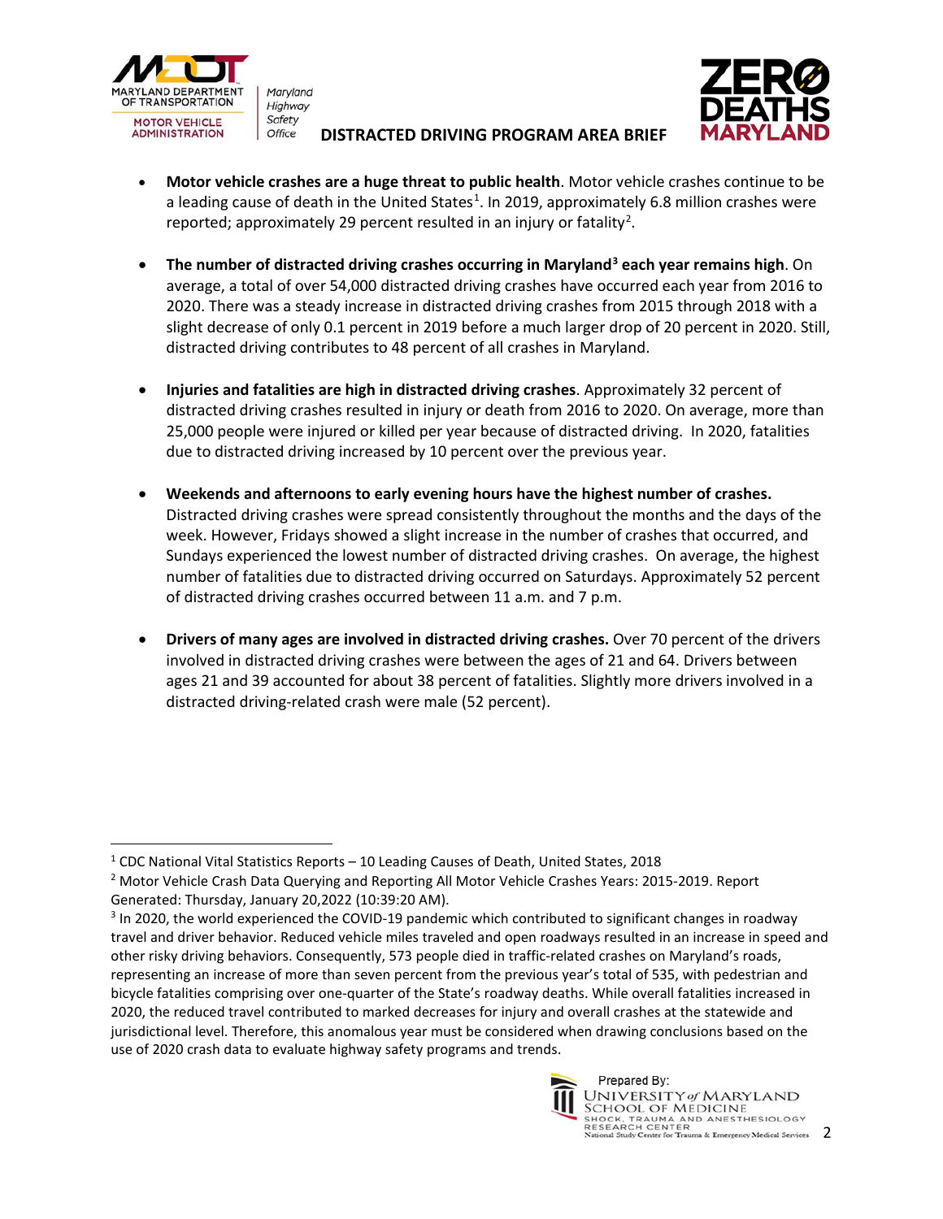- **Motor vehicle crashes are a huge threat to public health**. Motor vehicle crashes continue to be a leading cause of death in the United States[1]. In 2019, approximately 6.8 million crashes were reported; approximately 29 percent resulted in an injury or fatality[2].

- **The number of distracted driving crashes occurring in Maryland[3] each year remains high**. On average, a total of over 54,000 distracted driving crashes have occurred each year from 2016 to 2020. There was a steady increase in distracted driving crashes from 2015 through 2018 with a slight decrease of only 0.1 percent in 2019 before a much larger drop of 20 percent in 2020. Still, distracted driving contributes to 48 percent of all crashes in Maryland.

- **Injuries and fatalities are high in distracted driving crashes**. Approximately 32 percent of distracted driving crashes resulted in injury or death from 2016 to 2020. On average, more than 25,000 people were injured or killed per year because of distracted driving. In 2020, fatalities due to distracted driving increased by 10 percent over the previous year.

- **Weekends and afternoons to early evening hours have the highest number of crashes.** Distracted driving crashes were spread consistently throughout the months and the days of the week. However, Fridays showed a slight increase in the number of crashes that occurred, and Sundays experienced the lowest number of distracted driving crashes. On average, the highest number of fatalities due to distracted driving occurred on Saturdays. Approximately 52 percent of distracted driving crashes occurred between 11 a.m. and 7 p.m.

- **Drivers of many ages are involved in distracted driving crashes.** Over 70 percent of the drivers involved in distracted driving crashes were between the ages of 21 and 64. Drivers between ages 21 and 39 accounted for about 38 percent of fatalities. Slightly more drivers involved in a distracted driving-related crash were male (52 percent).

---

[1] CDC National Vital Statistics Reports – 10 Leading Causes of Death, United States, 2018

[2] Motor Vehicle Crash Data Querying and Reporting All Motor Vehicle Crashes Years: 2015-2019. Report Generated: Thursday, January 20,2022 (10:39:20 AM).

[3] In 2020, the world experienced the COVID-19 pandemic which contributed to significant changes in roadway travel and driver behavior. Reduced vehicle miles traveled and open roadways resulted in an increase in speed and other risky driving behaviors. Consequently, 573 people died in traffic-related crashes on Maryland's roads, representing an increase of more than seven percent from the previous year's total of 535, with pedestrian and bicycle fatalities comprising over one-quarter of the State's roadway deaths. While overall fatalities increased in 2020, the reduced travel contributed to marked decreases for injury and overall crashes at the statewide and jurisdictional level. Therefore, this anomalous year must be considered when drawing conclusions based on the use of 2020 crash data to evaluate highway safety programs and trends.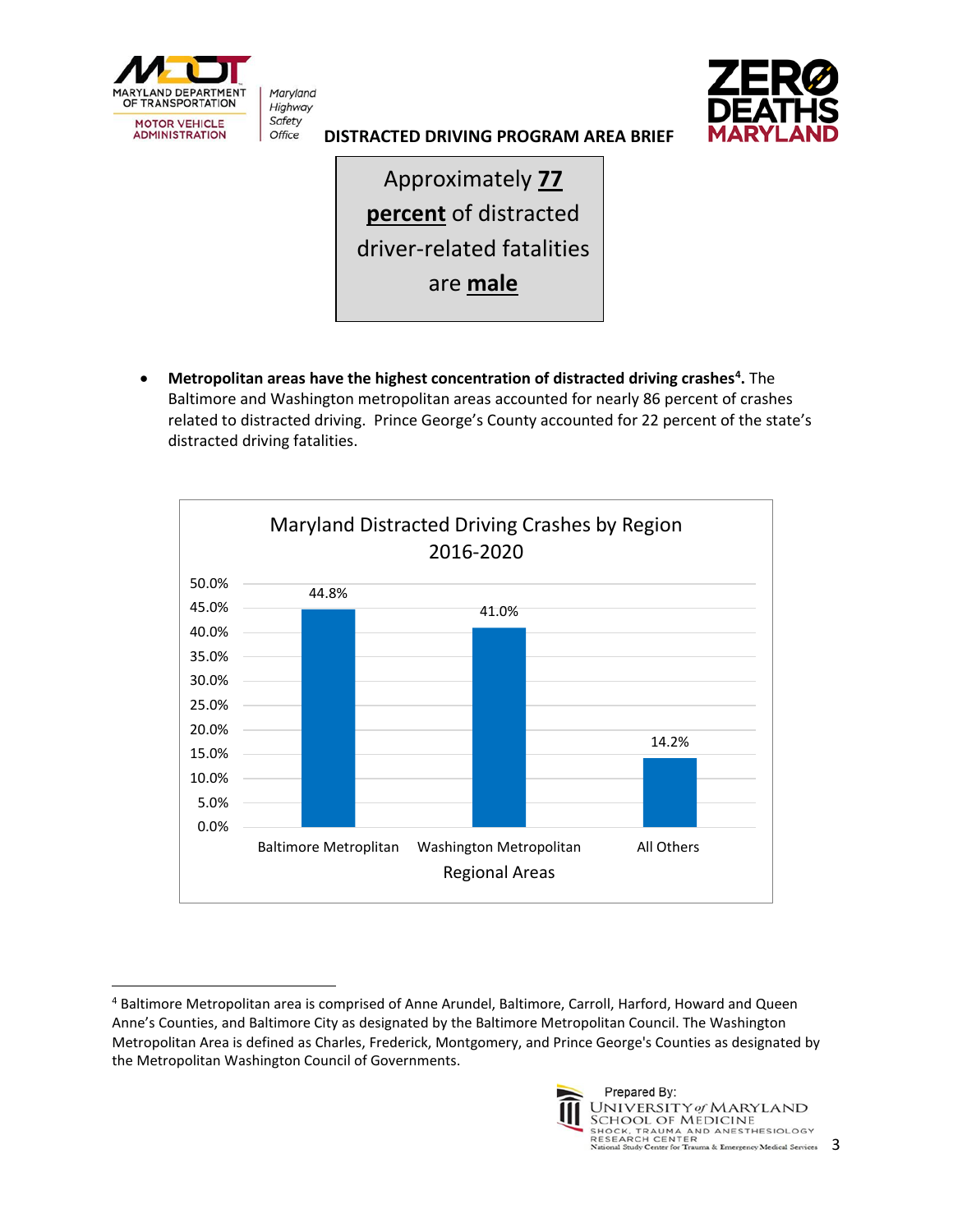**DISTRACTED DRIVING PROGRAM AREA BRIEF**

Approximately **77 percent** of distracted driver-related fatalities are **male**

- **Metropolitan areas have the highest concentration of distracted driving crashes[4].** The Baltimore and Washington metropolitan areas accounted for nearly 86 percent of crashes related to distracted driving. Prince George's County accounted for 22 percent of the state's distracted driving fatalities.

Maryland Distracted Driving Crashes by Region 2016-2020

50.0%
45.0%
40.0%
35.0%
30.0%
25.0%
20.0%
15.0%
10.0%
5.0%
0.0%

44.8%
41.0%
14.2%

Baltimore Metroplitan
Washington Metropolitan
All Others

Regional Areas

[4] Baltimore Metropolitan area is comprised of Anne Arundel, Baltimore, Carroll, Harford, Howard and Queen Anne's Counties, and Baltimore City as designated by the Baltimore Metropolitan Council. The Washington Metropolitan Area is defined as Charles, Frederick, Montgomery, and Prince George's Counties as designated by the Metropolitan Washington Council of Governments.

Prepared By:
University of Maryland School of Medicine
Shock, Trauma and Anesthesiology Research Center
National Study Center for Trauma & Emergency Medical Services